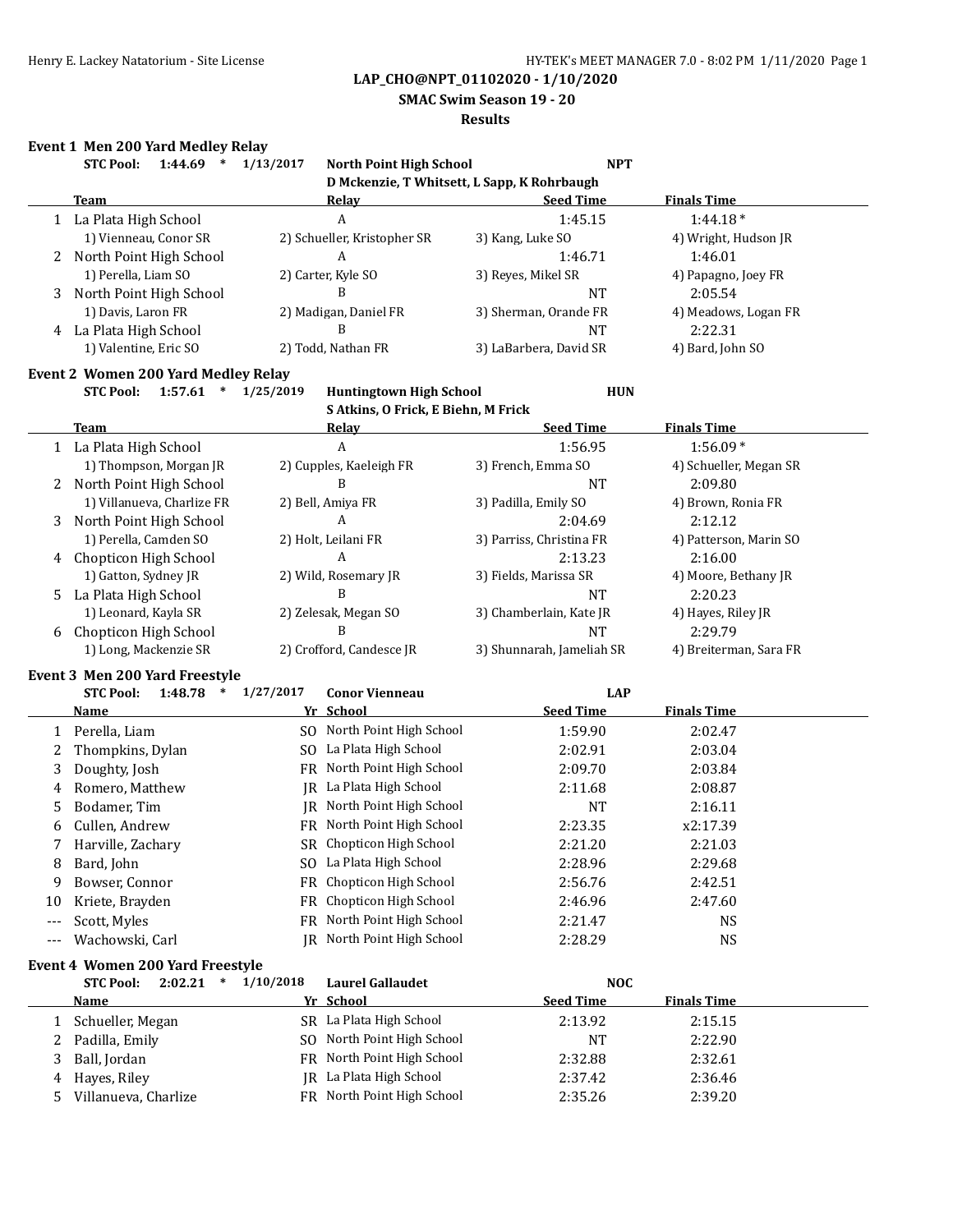**LAP_CHO@NPT_01102020 - 1/10/2020**

**SMAC Swim Season 19 - 20**

**Results**

### Event 1 Men 200 Yard Medley Relay

**STC Pool: 1:44.69 * 1/13/2017 North Point High School NPT**
**D Mckenzie, T Whitsett, L Sapp, K Rohrbaugh**

| | Team | Relay | Seed Time | Finals Time |
|---|---|---|---|---|
| 1 | La Plata High School | A | 1:45.15 | 1:44.18* |
| | 1) Vienneau, Conor SR | 2) Schueller, Kristopher SR | 3) Kang, Luke SO | 4) Wright, Hudson JR |
| 2 | North Point High School | A | 1:46.71 | 1:46.01 |
| | 1) Perella, Liam SO | 2) Carter, Kyle SO | 3) Reyes, Mikel SR | 4) Papagno, Joey FR |
| 3 | North Point High School | B | NT | 2:05.54 |
| | 1) Davis, Laron FR | 2) Madigan, Daniel FR | 3) Sherman, Orande FR | 4) Meadows, Logan FR |
| 4 | La Plata High School | B | NT | 2:22.31 |
| | 1) Valentine, Eric SO | 2) Todd, Nathan FR | 3) LaBarbera, David SR | 4) Bard, John SO |

### Event 2 Women 200 Yard Medley Relay

**STC Pool: 1:57.61 * 1/25/2019 Huntingtown High School HUN**
**S Atkins, O Frick, E Biehn, M Frick**

| | Team | Relay | Seed Time | Finals Time |
|---|---|---|---|---|
| 1 | La Plata High School | A | 1:56.95 | 1:56.09* |
| | 1) Thompson, Morgan JR | 2) Cupples, Kaeleigh FR | 3) French, Emma SO | 4) Schueller, Megan SR |
| 2 | North Point High School | B | NT | 2:09.80 |
| | 1) Villanueva, Charlize FR | 2) Bell, Amiya FR | 3) Padilla, Emily SO | 4) Brown, Ronia FR |
| 3 | North Point High School | A | 2:04.69 | 2:12.12 |
| | 1) Perella, Camden SO | 2) Holt, Leilani FR | 3) Parriss, Christina FR | 4) Patterson, Marin SO |
| 4 | Chopticon High School | A | 2:13.23 | 2:16.00 |
| | 1) Gatton, Sydney JR | 2) Wild, Rosemary JR | 3) Fields, Marissa SR | 4) Moore, Bethany JR |
| 5 | La Plata High School | B | NT | 2:20.23 |
| | 1) Leonard, Kayla SR | 2) Zelesak, Megan SO | 3) Chamberlain, Kate JR | 4) Hayes, Riley JR |
| 6 | Chopticon High School | B | NT | 2:29.79 |
| | 1) Long, Mackenzie SR | 2) Crofford, Candesce JR | 3) Shunnarah, Jameliah SR | 4) Breiterman, Sara FR |

### Event 3 Men 200 Yard Freestyle

**STC Pool: 1:48.78 * 1/27/2017 Conor Vienneau LAP**

| | Name | Yr | School | Seed Time | Finals Time |
|---|---|---|---|---|---|
| 1 | Perella, Liam | SO | North Point High School | 1:59.90 | 2:02.47 |
| 2 | Thompkins, Dylan | SO | La Plata High School | 2:02.91 | 2:03.04 |
| 3 | Doughty, Josh | FR | North Point High School | 2:09.70 | 2:03.84 |
| 4 | Romero, Matthew | JR | La Plata High School | 2:11.68 | 2:08.87 |
| 5 | Bodamer, Tim | JR | North Point High School | NT | 2:16.11 |
| 6 | Cullen, Andrew | FR | North Point High School | 2:23.35 | x2:17.39 |
| 7 | Harville, Zachary | SR | Chopticon High School | 2:21.20 | 2:21.03 |
| 8 | Bard, John | SO | La Plata High School | 2:28.96 | 2:29.68 |
| 9 | Bowser, Connor | FR | Chopticon High School | 2:56.76 | 2:42.51 |
| 10 | Kriete, Brayden | FR | Chopticon High School | 2:46.96 | 2:47.60 |
| --- | Scott, Myles | FR | North Point High School | 2:21.47 | NS |
| --- | Wachowski, Carl | JR | North Point High School | 2:28.29 | NS |

### Event 4 Women 200 Yard Freestyle

**STC Pool: 2:02.21 * 1/10/2018 Laurel Gallaudet NOC**

| | Name | Yr | School | Seed Time | Finals Time |
|---|---|---|---|---|---|
| 1 | Schueller, Megan | SR | La Plata High School | 2:13.92 | 2:15.15 |
| 2 | Padilla, Emily | SO | North Point High School | NT | 2:22.90 |
| 3 | Ball, Jordan | FR | North Point High School | 2:32.88 | 2:32.61 |
| 4 | Hayes, Riley | JR | La Plata High School | 2:37.42 | 2:36.46 |
| 5 | Villanueva, Charlize | FR | North Point High School | 2:35.26 | 2:39.20 |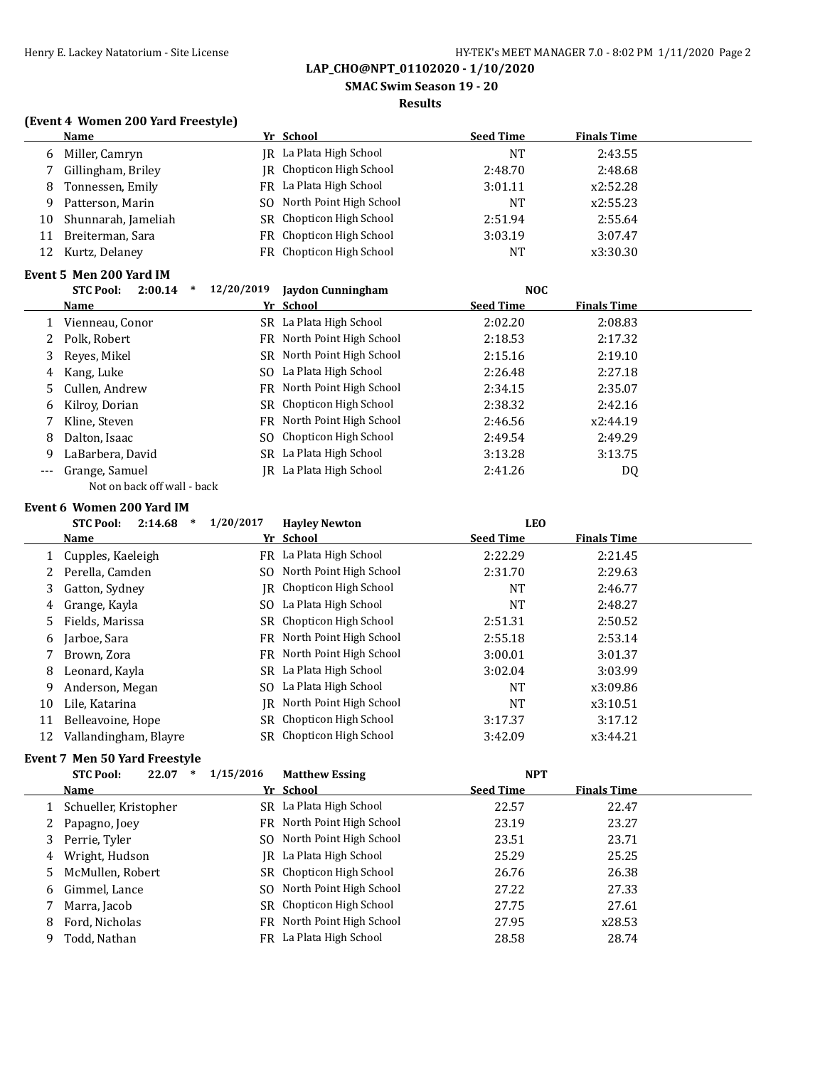**LAP_CHO@NPT_01102020 - 1/10/2020**

**SMAC Swim Season 19 - 20**

**Results**

### (Event 4 Women 200 Yard Freestyle)

| | Name | Yr | School | Seed Time | Finals Time |
|---|---|---|---|---|---|
| 6 | Miller, Camryn | JR | La Plata High School | NT | 2:43.55 |
| 7 | Gillingham, Briley | JR | Chopticon High School | 2:48.70 | 2:48.68 |
| 8 | Tonnessen, Emily | FR | La Plata High School | 3:01.11 | x2:52.28 |
| 9 | Patterson, Marin | SO | North Point High School | NT | x2:55.23 |
| 10 | Shunnarah, Jameliah | SR | Chopticon High School | 2:51.94 | 2:55.64 |
| 11 | Breiterman, Sara | FR | Chopticon High School | 3:03.19 | 3:07.47 |
| 12 | Kurtz, Delaney | FR | Chopticon High School | NT | x3:30.30 |

### Event 5 Men 200 Yard IM

STC Pool: 2:00.14 * 12/20/2019 Jaydon Cunningham NOC

| | Name | Yr | School | Seed Time | Finals Time |
|---|---|---|---|---|---|
| 1 | Vienneau, Conor | SR | La Plata High School | 2:02.20 | 2:08.83 |
| 2 | Polk, Robert | FR | North Point High School | 2:18.53 | 2:17.32 |
| 3 | Reyes, Mikel | SR | North Point High School | 2:15.16 | 2:19.10 |
| 4 | Kang, Luke | SO | La Plata High School | 2:26.48 | 2:27.18 |
| 5 | Cullen, Andrew | FR | North Point High School | 2:34.15 | 2:35.07 |
| 6 | Kilroy, Dorian | SR | Chopticon High School | 2:38.32 | 2:42.16 |
| 7 | Kline, Steven | FR | North Point High School | 2:46.56 | x2:44.19 |
| 8 | Dalton, Isaac | SO | Chopticon High School | 2:49.54 | 2:49.29 |
| 9 | LaBarbera, David | SR | La Plata High School | 3:13.28 | 3:13.75 |
| --- | Grange, Samuel | JR | La Plata High School | 2:41.26 | DQ |
| | Not on back off wall - back | | | | |

### Event 6 Women 200 Yard IM

STC Pool: 2:14.68 * 1/20/2017 Hayley Newton LEO

| | Name | Yr | School | Seed Time | Finals Time |
|---|---|---|---|---|---|
| 1 | Cupples, Kaeleigh | FR | La Plata High School | 2:22.29 | 2:21.45 |
| 2 | Perella, Camden | SO | North Point High School | 2:31.70 | 2:29.63 |
| 3 | Gatton, Sydney | JR | Chopticon High School | NT | 2:46.77 |
| 4 | Grange, Kayla | SO | La Plata High School | NT | 2:48.27 |
| 5 | Fields, Marissa | SR | Chopticon High School | 2:51.31 | 2:50.52 |
| 6 | Jarboe, Sara | FR | North Point High School | 2:55.18 | 2:53.14 |
| 7 | Brown, Zora | FR | North Point High School | 3:00.01 | 3:01.37 |
| 8 | Leonard, Kayla | SR | La Plata High School | 3:02.04 | 3:03.99 |
| 9 | Anderson, Megan | SO | La Plata High School | NT | x3:09.86 |
| 10 | Lile, Katarina | JR | North Point High School | NT | x3:10.51 |
| 11 | Belleavoine, Hope | SR | Chopticon High School | 3:17.37 | 3:17.12 |
| 12 | Vallandingham, Blayre | SR | Chopticon High School | 3:42.09 | x3:44.21 |

### Event 7 Men 50 Yard Freestyle

STC Pool: 22.07 * 1/15/2016 Matthew Essing NPT

| | Name | Yr | School | Seed Time | Finals Time |
|---|---|---|---|---|---|
| 1 | Schueller, Kristopher | SR | La Plata High School | 22.57 | 22.47 |
| 2 | Papagno, Joey | FR | North Point High School | 23.19 | 23.27 |
| 3 | Perrie, Tyler | SO | North Point High School | 23.51 | 23.71 |
| 4 | Wright, Hudson | JR | La Plata High School | 25.29 | 25.25 |
| 5 | McMullen, Robert | SR | Chopticon High School | 26.76 | 26.38 |
| 6 | Gimmel, Lance | SO | North Point High School | 27.22 | 27.33 |
| 7 | Marra, Jacob | SR | Chopticon High School | 27.75 | 27.61 |
| 8 | Ford, Nicholas | FR | North Point High School | 27.95 | x28.53 |
| 9 | Todd, Nathan | FR | La Plata High School | 28.58 | 28.74 |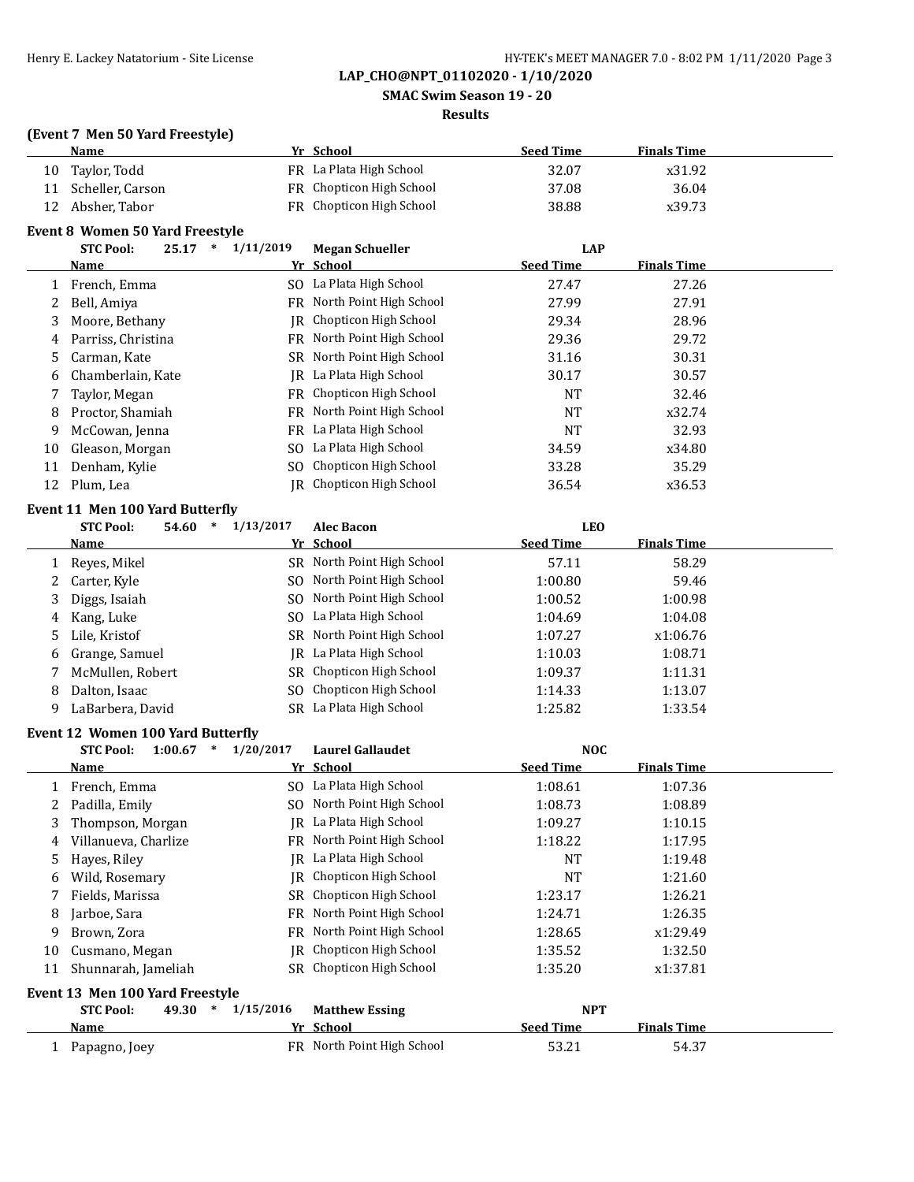LAP_CHO@NPT_01102020 - 1/10/2020

SMAC Swim Season 19 - 20

Results

### (Event 7 Men 50 Yard Freestyle)

| | Name | Yr | School | Seed Time | Finals Time |
|---|---|---|---|---|---|
| 10 | Taylor, Todd | FR | La Plata High School | 32.07 | x31.92 |
| 11 | Scheller, Carson | FR | Chopticon High School | 37.08 | 36.04 |
| 12 | Absher, Tabor | FR | Chopticon High School | 38.88 | x39.73 |

### Event 8 Women 50 Yard Freestyle

STC Pool: 25.17 * 1/11/2019 Megan Schueller LAP

| | Name | Yr | School | Seed Time | Finals Time |
|---|---|---|---|---|---|
| 1 | French, Emma | SO | La Plata High School | 27.47 | 27.26 |
| 2 | Bell, Amiya | FR | North Point High School | 27.99 | 27.91 |
| 3 | Moore, Bethany | JR | Chopticon High School | 29.34 | 28.96 |
| 4 | Parriss, Christina | FR | North Point High School | 29.36 | 29.72 |
| 5 | Carman, Kate | SR | North Point High School | 31.16 | 30.31 |
| 6 | Chamberlain, Kate | JR | La Plata High School | 30.17 | 30.57 |
| 7 | Taylor, Megan | FR | Chopticon High School | NT | 32.46 |
| 8 | Proctor, Shamiah | FR | North Point High School | NT | x32.74 |
| 9 | McCowan, Jenna | FR | La Plata High School | NT | 32.93 |
| 10 | Gleason, Morgan | SO | La Plata High School | 34.59 | x34.80 |
| 11 | Denham, Kylie | SO | Chopticon High School | 33.28 | 35.29 |
| 12 | Plum, Lea | JR | Chopticon High School | 36.54 | x36.53 |

### Event 11 Men 100 Yard Butterfly

STC Pool: 54.60 * 1/13/2017 Alec Bacon LEO

| | Name | Yr | School | Seed Time | Finals Time |
|---|---|---|---|---|---|
| 1 | Reyes, Mikel | SR | North Point High School | 57.11 | 58.29 |
| 2 | Carter, Kyle | SO | North Point High School | 1:00.80 | 59.46 |
| 3 | Diggs, Isaiah | SO | North Point High School | 1:00.52 | 1:00.98 |
| 4 | Kang, Luke | SO | La Plata High School | 1:04.69 | 1:04.08 |
| 5 | Lile, Kristof | SR | North Point High School | 1:07.27 | x1:06.76 |
| 6 | Grange, Samuel | JR | La Plata High School | 1:10.03 | 1:08.71 |
| 7 | McMullen, Robert | SR | Chopticon High School | 1:09.37 | 1:11.31 |
| 8 | Dalton, Isaac | SO | Chopticon High School | 1:14.33 | 1:13.07 |
| 9 | LaBarbera, David | SR | La Plata High School | 1:25.82 | 1:33.54 |

### Event 12 Women 100 Yard Butterfly

STC Pool: 1:00.67 * 1/20/2017 Laurel Gallaudet NOC

| | Name | Yr | School | Seed Time | Finals Time |
|---|---|---|---|---|---|
| 1 | French, Emma | SO | La Plata High School | 1:08.61 | 1:07.36 |
| 2 | Padilla, Emily | SO | North Point High School | 1:08.73 | 1:08.89 |
| 3 | Thompson, Morgan | JR | La Plata High School | 1:09.27 | 1:10.15 |
| 4 | Villanueva, Charlize | FR | North Point High School | 1:18.22 | 1:17.95 |
| 5 | Hayes, Riley | JR | La Plata High School | NT | 1:19.48 |
| 6 | Wild, Rosemary | JR | Chopticon High School | NT | 1:21.60 |
| 7 | Fields, Marissa | SR | Chopticon High School | 1:23.17 | 1:26.21 |
| 8 | Jarboe, Sara | FR | North Point High School | 1:24.71 | 1:26.35 |
| 9 | Brown, Zora | FR | North Point High School | 1:28.65 | x1:29.49 |
| 10 | Cusmano, Megan | JR | Chopticon High School | 1:35.52 | 1:32.50 |
| 11 | Shunnarah, Jameliah | SR | Chopticon High School | 1:35.20 | x1:37.81 |

### Event 13 Men 100 Yard Freestyle

STC Pool: 49.30 * 1/15/2016 Matthew Essing NPT

| | Name | Yr | School | Seed Time | Finals Time |
|---|---|---|---|---|---|
| 1 | Papagno, Joey | FR | North Point High School | 53.21 | 54.37 |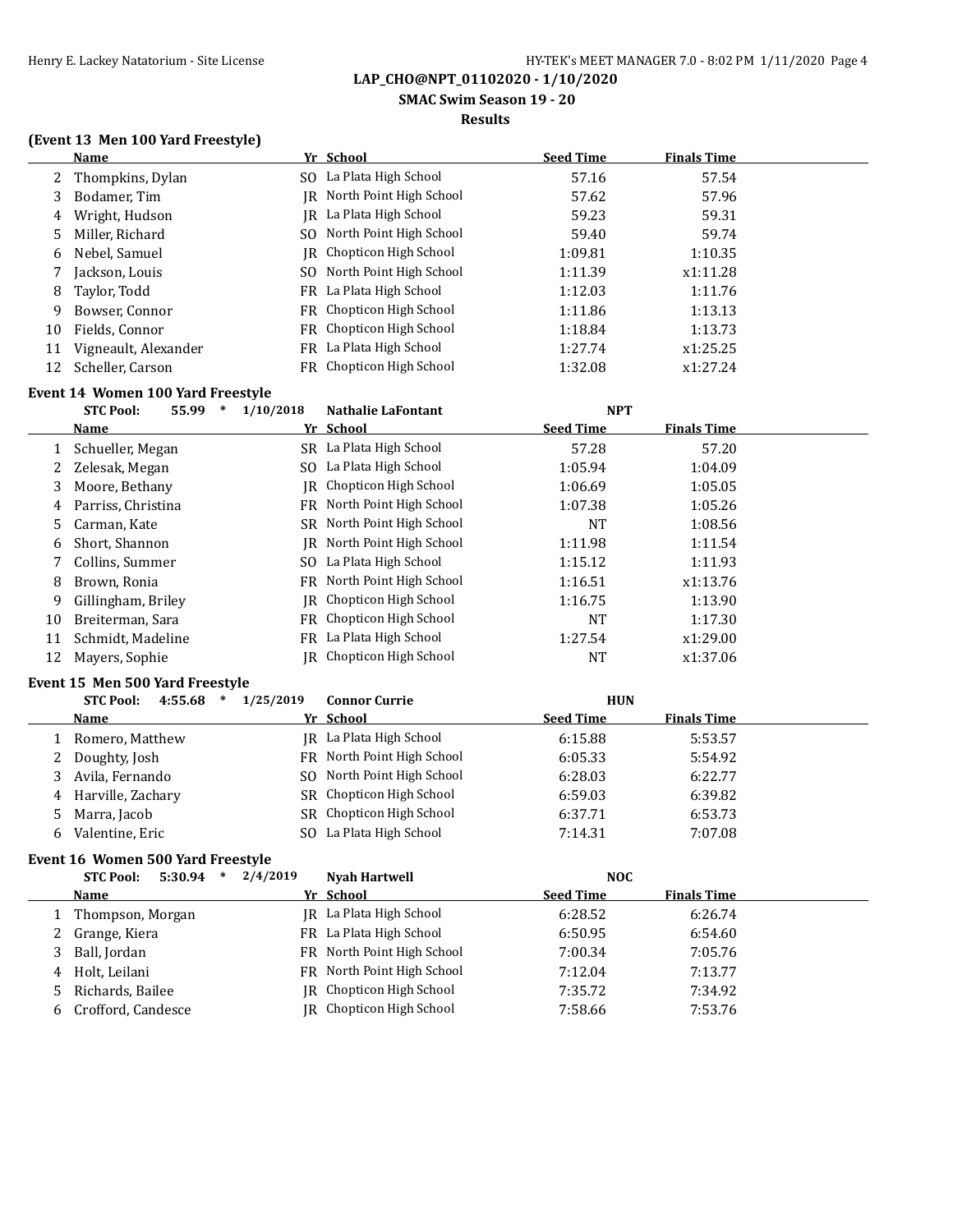LAP_CHO@NPT_01102020 - 1/10/2020

SMAC Swim Season 19 - 20

Results

### (Event 13 Men 100 Yard Freestyle)

| | Name | Yr | School | Seed Time | Finals Time |
|---|---|---|---|---|---|
| 2 | Thompkins, Dylan | SO | La Plata High School | 57.16 | 57.54 |
| 3 | Bodamer, Tim | JR | North Point High School | 57.62 | 57.96 |
| 4 | Wright, Hudson | JR | La Plata High School | 59.23 | 59.31 |
| 5 | Miller, Richard | SO | North Point High School | 59.40 | 59.74 |
| 6 | Nebel, Samuel | JR | Chopticon High School | 1:09.81 | 1:10.35 |
| 7 | Jackson, Louis | SO | North Point High School | 1:11.39 | x1:11.28 |
| 8 | Taylor, Todd | FR | La Plata High School | 1:12.03 | 1:11.76 |
| 9 | Bowser, Connor | FR | Chopticon High School | 1:11.86 | 1:13.13 |
| 10 | Fields, Connor | FR | Chopticon High School | 1:18.84 | 1:13.73 |
| 11 | Vigneault, Alexander | FR | La Plata High School | 1:27.74 | x1:25.25 |
| 12 | Scheller, Carson | FR | Chopticon High School | 1:32.08 | x1:27.24 |

### Event 14 Women 100 Yard Freestyle

STC Pool: 55.99 * 1/10/2018 Nathalie LaFontant NPT

| | Name | Yr | School | Seed Time | Finals Time |
|---|---|---|---|---|---|
| 1 | Schueller, Megan | SR | La Plata High School | 57.28 | 57.20 |
| 2 | Zelesak, Megan | SO | La Plata High School | 1:05.94 | 1:04.09 |
| 3 | Moore, Bethany | JR | Chopticon High School | 1:06.69 | 1:05.05 |
| 4 | Parriss, Christina | FR | North Point High School | 1:07.38 | 1:05.26 |
| 5 | Carman, Kate | SR | North Point High School | NT | 1:08.56 |
| 6 | Short, Shannon | JR | North Point High School | 1:11.98 | 1:11.54 |
| 7 | Collins, Summer | SO | La Plata High School | 1:15.12 | 1:11.93 |
| 8 | Brown, Ronia | FR | North Point High School | 1:16.51 | x1:13.76 |
| 9 | Gillingham, Briley | JR | Chopticon High School | 1:16.75 | 1:13.90 |
| 10 | Breiterman, Sara | FR | Chopticon High School | NT | 1:17.30 |
| 11 | Schmidt, Madeline | FR | La Plata High School | 1:27.54 | x1:29.00 |
| 12 | Mayers, Sophie | JR | Chopticon High School | NT | x1:37.06 |

### Event 15 Men 500 Yard Freestyle

STC Pool: 4:55.68 * 1/25/2019 Connor Currie HUN

| | Name | Yr | School | Seed Time | Finals Time |
|---|---|---|---|---|---|
| 1 | Romero, Matthew | JR | La Plata High School | 6:15.88 | 5:53.57 |
| 2 | Doughty, Josh | FR | North Point High School | 6:05.33 | 5:54.92 |
| 3 | Avila, Fernando | SO | North Point High School | 6:28.03 | 6:22.77 |
| 4 | Harville, Zachary | SR | Chopticon High School | 6:59.03 | 6:39.82 |
| 5 | Marra, Jacob | SR | Chopticon High School | 6:37.71 | 6:53.73 |
| 6 | Valentine, Eric | SO | La Plata High School | 7:14.31 | 7:07.08 |

### Event 16 Women 500 Yard Freestyle

STC Pool: 5:30.94 * 2/4/2019 Nyah Hartwell NOC

| | Name | Yr | School | Seed Time | Finals Time |
|---|---|---|---|---|---|
| 1 | Thompson, Morgan | JR | La Plata High School | 6:28.52 | 6:26.74 |
| 2 | Grange, Kiera | FR | La Plata High School | 6:50.95 | 6:54.60 |
| 3 | Ball, Jordan | FR | North Point High School | 7:00.34 | 7:05.76 |
| 4 | Holt, Leilani | FR | North Point High School | 7:12.04 | 7:13.77 |
| 5 | Richards, Bailee | JR | Chopticon High School | 7:35.72 | 7:34.92 |
| 6 | Crofford, Candesce | JR | Chopticon High School | 7:58.66 | 7:53.76 |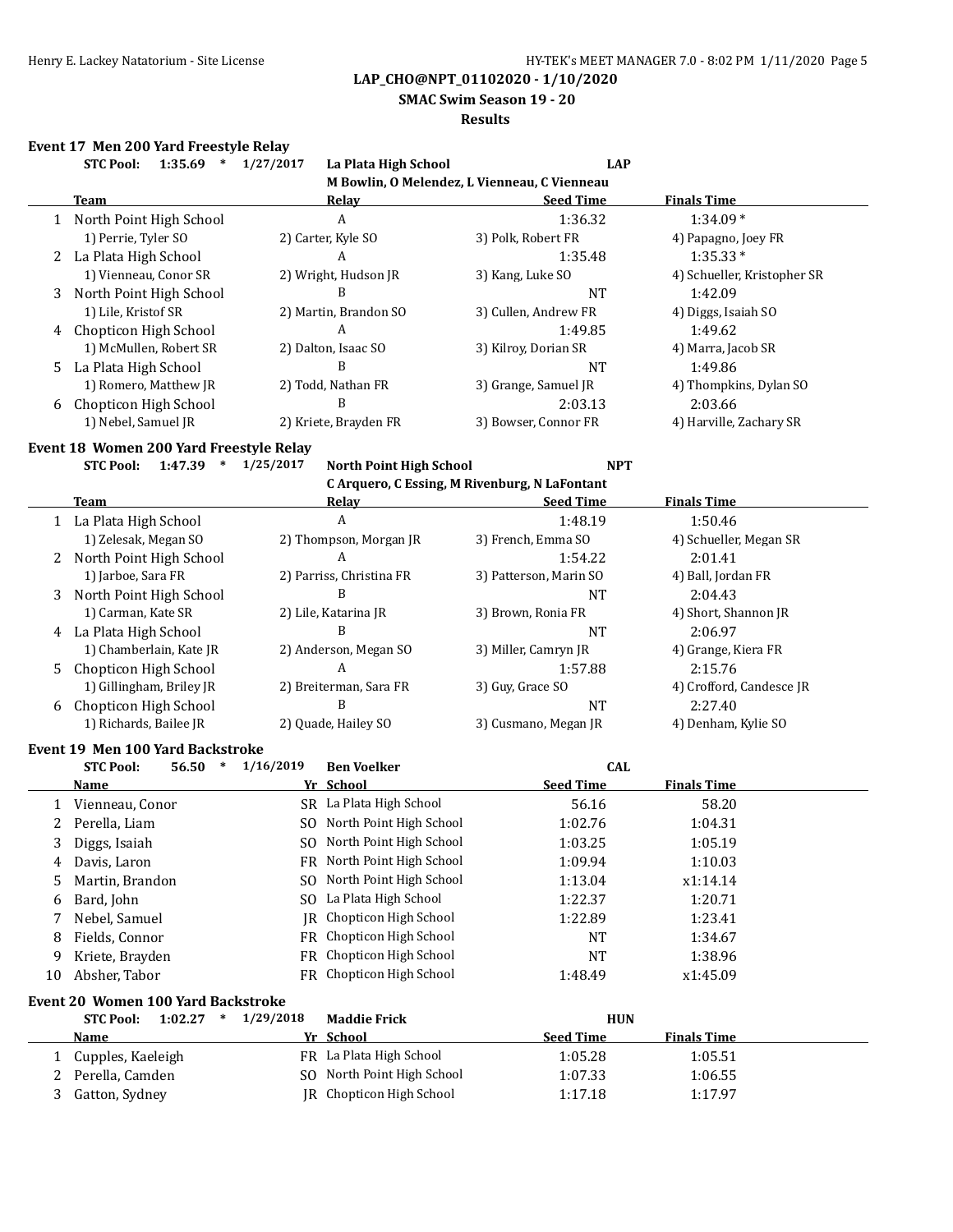**LAP_CHO@NPT_01102020 - 1/10/2020**

**SMAC Swim Season 19 - 20**

**Results**

### Event 17 Men 200 Yard Freestyle Relay

**STC Pool: 1:35.69 * 1/27/2017 La Plata High School LAP**
**M Bowlin, O Melendez, L Vienneau, C Vienneau**

| | Team | Relay | Seed Time | Finals Time |
|---|---|---|---|---|
| 1 | North Point High School | A | 1:36.32 | 1:34.09 * |
| | 1) Perrie, Tyler SO | 2) Carter, Kyle SO | 3) Polk, Robert FR | 4) Papagno, Joey FR |
| 2 | La Plata High School | A | 1:35.48 | 1:35.33 * |
| | 1) Vienneau, Conor SR | 2) Wright, Hudson JR | 3) Kang, Luke SO | 4) Schueller, Kristopher SR |
| 3 | North Point High School | B | NT | 1:42.09 |
| | 1) Lile, Kristof SR | 2) Martin, Brandon SO | 3) Cullen, Andrew FR | 4) Diggs, Isaiah SO |
| 4 | Chopticon High School | A | 1:49.85 | 1:49.62 |
| | 1) McMullen, Robert SR | 2) Dalton, Isaac SO | 3) Kilroy, Dorian SR | 4) Marra, Jacob SR |
| 5 | La Plata High School | B | NT | 1:49.86 |
| | 1) Romero, Matthew JR | 2) Todd, Nathan FR | 3) Grange, Samuel JR | 4) Thompkins, Dylan SO |
| 6 | Chopticon High School | B | 2:03.13 | 2:03.66 |
| | 1) Nebel, Samuel JR | 2) Kriete, Brayden FR | 3) Bowser, Connor FR | 4) Harville, Zachary SR |

### Event 18 Women 200 Yard Freestyle Relay

**STC Pool: 1:47.39 * 1/25/2017 North Point High School NPT**
**C Arquero, C Essing, M Rivenburg, N LaFontant**

| | Team | Relay | Seed Time | Finals Time |
|---|---|---|---|---|
| 1 | La Plata High School | A | 1:48.19 | 1:50.46 |
| | 1) Zelesak, Megan SO | 2) Thompson, Morgan JR | 3) French, Emma SO | 4) Schueller, Megan SR |
| 2 | North Point High School | A | 1:54.22 | 2:01.41 |
| | 1) Jarboe, Sara FR | 2) Parriss, Christina FR | 3) Patterson, Marin SO | 4) Ball, Jordan FR |
| 3 | North Point High School | B | NT | 2:04.43 |
| | 1) Carman, Kate SR | 2) Lile, Katarina JR | 3) Brown, Ronia FR | 4) Short, Shannon JR |
| 4 | La Plata High School | B | NT | 2:06.97 |
| | 1) Chamberlain, Kate JR | 2) Anderson, Megan SO | 3) Miller, Camryn JR | 4) Grange, Kiera FR |
| 5 | Chopticon High School | A | 1:57.88 | 2:15.76 |
| | 1) Gillingham, Briley JR | 2) Breiterman, Sara FR | 3) Guy, Grace SO | 4) Crofford, Candesce JR |
| 6 | Chopticon High School | B | NT | 2:27.40 |
| | 1) Richards, Bailee JR | 2) Quade, Hailey SO | 3) Cusmano, Megan JR | 4) Denham, Kylie SO |

### Event 19 Men 100 Yard Backstroke

**STC Pool: 56.50 * 1/16/2019 Ben Voelker CAL**

| | Name | Yr | School | Seed Time | Finals Time |
|---|---|---|---|---|---|
| 1 | Vienneau, Conor | SR | La Plata High School | 56.16 | 58.20 |
| 2 | Perella, Liam | SO | North Point High School | 1:02.76 | 1:04.31 |
| 3 | Diggs, Isaiah | SO | North Point High School | 1:03.25 | 1:05.19 |
| 4 | Davis, Laron | FR | North Point High School | 1:09.94 | 1:10.03 |
| 5 | Martin, Brandon | SO | North Point High School | 1:13.04 | x1:14.14 |
| 6 | Bard, John | SO | La Plata High School | 1:22.37 | 1:20.71 |
| 7 | Nebel, Samuel | JR | Chopticon High School | 1:22.89 | 1:23.41 |
| 8 | Fields, Connor | FR | Chopticon High School | NT | 1:34.67 |
| 9 | Kriete, Brayden | FR | Chopticon High School | NT | 1:38.96 |
| 10 | Absher, Tabor | FR | Chopticon High School | 1:48.49 | x1:45.09 |

### Event 20 Women 100 Yard Backstroke

**STC Pool: 1:02.27 * 1/29/2018 Maddie Frick HUN**

| | Name | Yr | School | Seed Time | Finals Time |
|---|---|---|---|---|---|
| 1 | Cupples, Kaeleigh | FR | La Plata High School | 1:05.28 | 1:05.51 |
| 2 | Perella, Camden | SO | North Point High School | 1:07.33 | 1:06.55 |
| 3 | Gatton, Sydney | JR | Chopticon High School | 1:17.18 | 1:17.97 |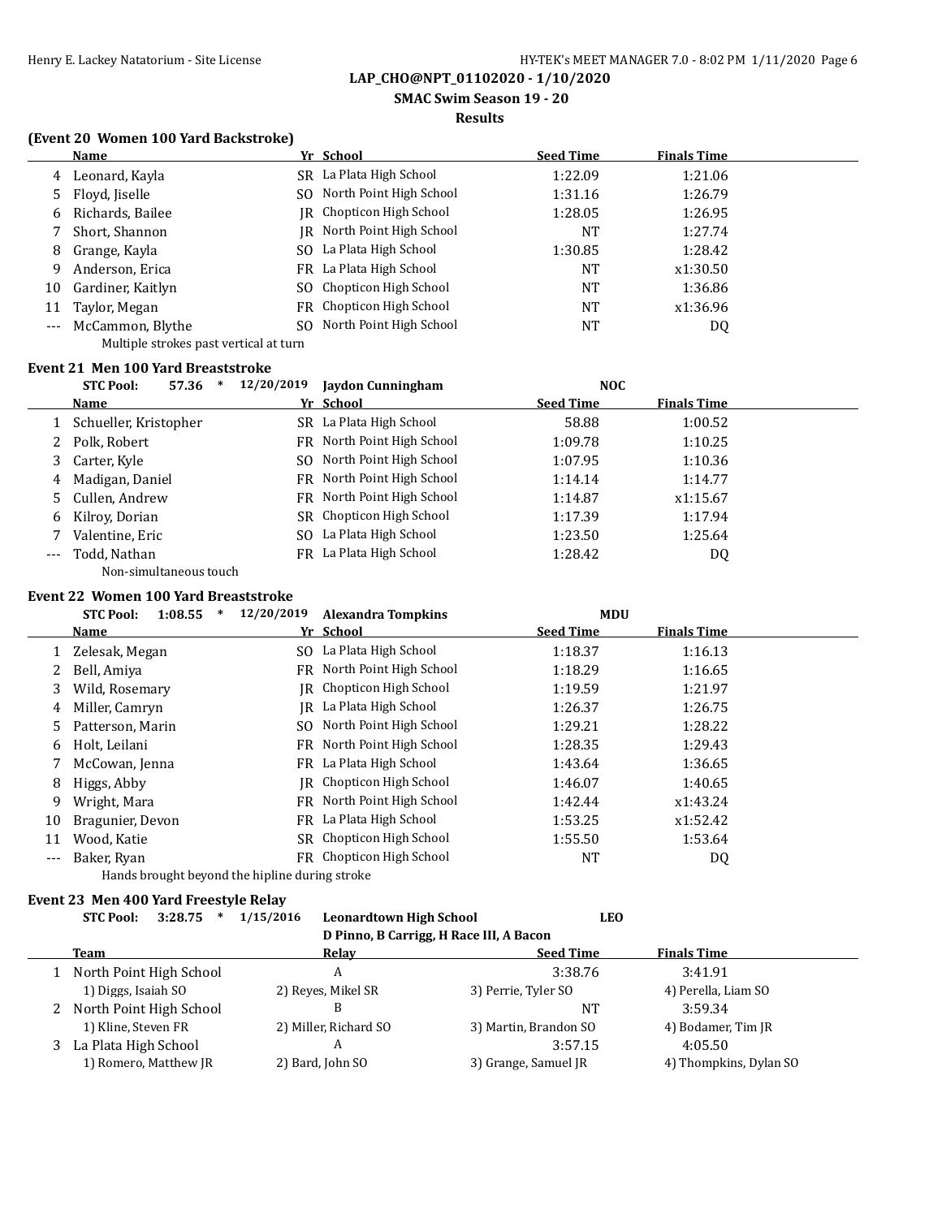LAP_CHO@NPT_01102020 - 1/10/2020

SMAC Swim Season 19 - 20

Results

### (Event 20 Women 100 Yard Backstroke)

| | Name | Yr | School | Seed Time | Finals Time |
|---|---|---|---|---|---|
| 4 | Leonard, Kayla | SR | La Plata High School | 1:22.09 | 1:21.06 |
| 5 | Floyd, Jiselle | SO | North Point High School | 1:31.16 | 1:26.79 |
| 6 | Richards, Bailee | JR | Chopticon High School | 1:28.05 | 1:26.95 |
| 7 | Short, Shannon | JR | North Point High School | NT | 1:27.74 |
| 8 | Grange, Kayla | SO | La Plata High School | 1:30.85 | 1:28.42 |
| 9 | Anderson, Erica | FR | La Plata High School | NT | x1:30.50 |
| 10 | Gardiner, Kaitlyn | SO | Chopticon High School | NT | 1:36.86 |
| 11 | Taylor, Megan | FR | Chopticon High School | NT | x1:36.96 |
| --- | McCammon, Blythe | SO | North Point High School | NT | DQ |

Multiple strokes past vertical at turn

### Event 21 Men 100 Yard Breaststroke

STC Pool: 57.36 * 12/20/2019 Jaydon Cunningham NOC

| | Name | Yr | School | Seed Time | Finals Time |
|---|---|---|---|---|---|
| 1 | Schueller, Kristopher | SR | La Plata High School | 58.88 | 1:00.52 |
| 2 | Polk, Robert | FR | North Point High School | 1:09.78 | 1:10.25 |
| 3 | Carter, Kyle | SO | North Point High School | 1:07.95 | 1:10.36 |
| 4 | Madigan, Daniel | FR | North Point High School | 1:14.14 | 1:14.77 |
| 5 | Cullen, Andrew | FR | North Point High School | 1:14.87 | x1:15.67 |
| 6 | Kilroy, Dorian | SR | Chopticon High School | 1:17.39 | 1:17.94 |
| 7 | Valentine, Eric | SO | La Plata High School | 1:23.50 | 1:25.64 |
| --- | Todd, Nathan | FR | La Plata High School | 1:28.42 | DQ |

Non-simultaneous touch

### Event 22 Women 100 Yard Breaststroke

STC Pool: 1:08.55 * 12/20/2019 Alexandra Tompkins MDU

| | Name | Yr | School | Seed Time | Finals Time |
|---|---|---|---|---|---|
| 1 | Zelesak, Megan | SO | La Plata High School | 1:18.37 | 1:16.13 |
| 2 | Bell, Amiya | FR | North Point High School | 1:18.29 | 1:16.65 |
| 3 | Wild, Rosemary | JR | Chopticon High School | 1:19.59 | 1:21.97 |
| 4 | Miller, Camryn | JR | La Plata High School | 1:26.37 | 1:26.75 |
| 5 | Patterson, Marin | SO | North Point High School | 1:29.21 | 1:28.22 |
| 6 | Holt, Leilani | FR | North Point High School | 1:28.35 | 1:29.43 |
| 7 | McCowan, Jenna | FR | La Plata High School | 1:43.64 | 1:36.65 |
| 8 | Higgs, Abby | JR | Chopticon High School | 1:46.07 | 1:40.65 |
| 9 | Wright, Mara | FR | North Point High School | 1:42.44 | x1:43.24 |
| 10 | Bragunier, Devon | FR | La Plata High School | 1:53.25 | x1:52.42 |
| 11 | Wood, Katie | SR | Chopticon High School | 1:55.50 | 1:53.64 |
| --- | Baker, Ryan | FR | Chopticon High School | NT | DQ |

Hands brought beyond the hipline during stroke

### Event 23 Men 400 Yard Freestyle Relay

STC Pool: 3:28.75 * 1/15/2016 Leonardtown High School LEO
D Pinno, B Carrigg, H Race III, A Bacon

| | Team | Relay | Seed Time | Finals Time |
|---|---|---|---|---|
| 1 | North Point High School | A | 3:38.76 | 3:41.91 |
| | 1) Diggs, Isaiah SO | 2) Reyes, Mikel SR | 3) Perrie, Tyler SO | 4) Perella, Liam SO |
| 2 | North Point High School | B | NT | 3:59.34 |
| | 1) Kline, Steven FR | 2) Miller, Richard SO | 3) Martin, Brandon SO | 4) Bodamer, Tim JR |
| 3 | La Plata High School | A | 3:57.15 | 4:05.50 |
| | 1) Romero, Matthew JR | 2) Bard, John SO | 3) Grange, Samuel JR | 4) Thompkins, Dylan SO |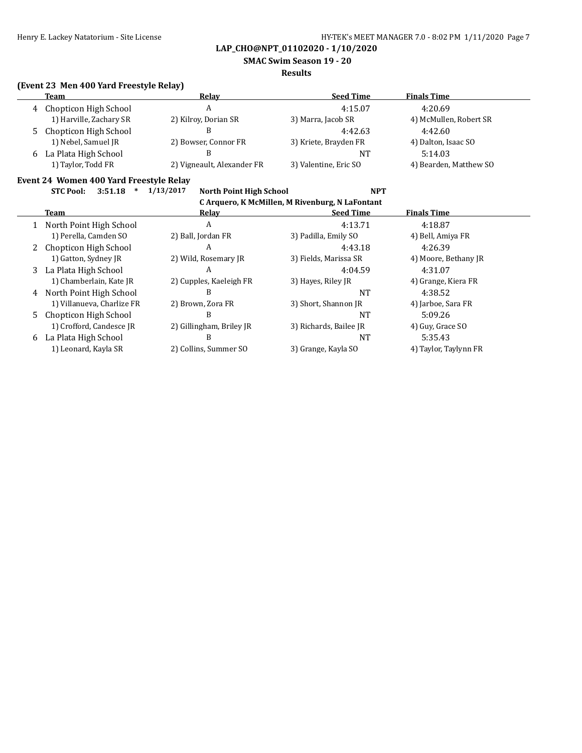LAP_CHO@NPT_01102020 - 1/10/2020

SMAC Swim Season 19 - 20

Results

**(Event 23 Men 400 Yard Freestyle Relay)**

| | Team | Relay | Seed Time | Finals Time |
|---|---|---|---|---|
| 4 | Chopticon High School | A | 4:15.07 | 4:20.69 |
| | 1) Harville, Zachary SR | 2) Kilroy, Dorian SR | 3) Marra, Jacob SR | 4) McMullen, Robert SR |
| 5 | Chopticon High School | B | 4:42.63 | 4:42.60 |
| | 1) Nebel, Samuel JR | 2) Bowser, Connor FR | 3) Kriete, Brayden FR | 4) Dalton, Isaac SO |
| 6 | La Plata High School | B | NT | 5:14.03 |
| | 1) Taylor, Todd FR | 2) Vigneault, Alexander FR | 3) Valentine, Eric SO | 4) Bearden, Matthew SO |

**Event 24 Women 400 Yard Freestyle Relay**

**STC Pool: 3:51.18 * 1/13/2017 North Point High School NPT**
**C Arquero, K McMillen, M Rivenburg, N LaFontant**

| | Team | Relay | Seed Time | Finals Time |
|---|---|---|---|---|
| 1 | North Point High School | A | 4:13.71 | 4:18.87 |
| | 1) Perella, Camden SO | 2) Ball, Jordan FR | 3) Padilla, Emily SO | 4) Bell, Amiya FR |
| 2 | Chopticon High School | A | 4:43.18 | 4:26.39 |
| | 1) Gatton, Sydney JR | 2) Wild, Rosemary JR | 3) Fields, Marissa SR | 4) Moore, Bethany JR |
| 3 | La Plata High School | A | 4:04.59 | 4:31.07 |
| | 1) Chamberlain, Kate JR | 2) Cupples, Kaeleigh FR | 3) Hayes, Riley JR | 4) Grange, Kiera FR |
| 4 | North Point High School | B | NT | 4:38.52 |
| | 1) Villanueva, Charlize FR | 2) Brown, Zora FR | 3) Short, Shannon JR | 4) Jarboe, Sara FR |
| 5 | Chopticon High School | B | NT | 5:09.26 |
| | 1) Crofford, Candesce JR | 2) Gillingham, Briley JR | 3) Richards, Bailee JR | 4) Guy, Grace SO |
| 6 | La Plata High School | B | NT | 5:35.43 |
| | 1) Leonard, Kayla SR | 2) Collins, Summer SO | 3) Grange, Kayla SO | 4) Taylor, Taylynn FR |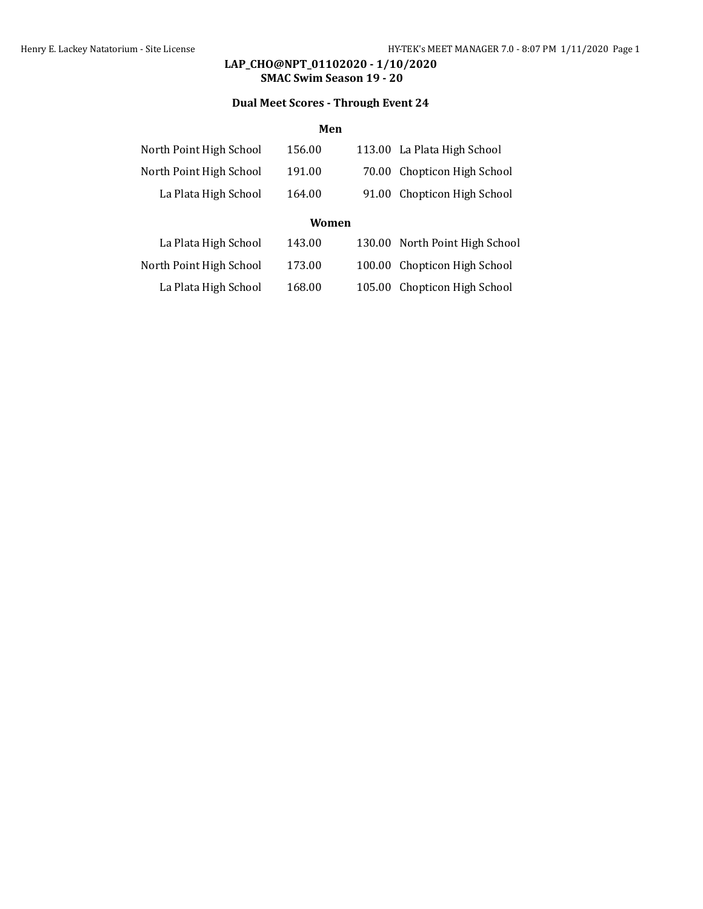**LAP_CHO@NPT_01102020 - 1/10/2020**
**SMAC Swim Season 19 - 20**

### Dual Meet Scores - Through Event 24

#### Men

| | | | |
|---|---|---|---|
| North Point High School | 156.00 | 113.00 | La Plata High School |
| North Point High School | 191.00 | 70.00 | Chopticon High School |
| La Plata High School | 164.00 | 91.00 | Chopticon High School |

#### Women

| | | | |
|---|---|---|---|
| La Plata High School | 143.00 | 130.00 | North Point High School |
| North Point High School | 173.00 | 100.00 | Chopticon High School |
| La Plata High School | 168.00 | 105.00 | Chopticon High School |